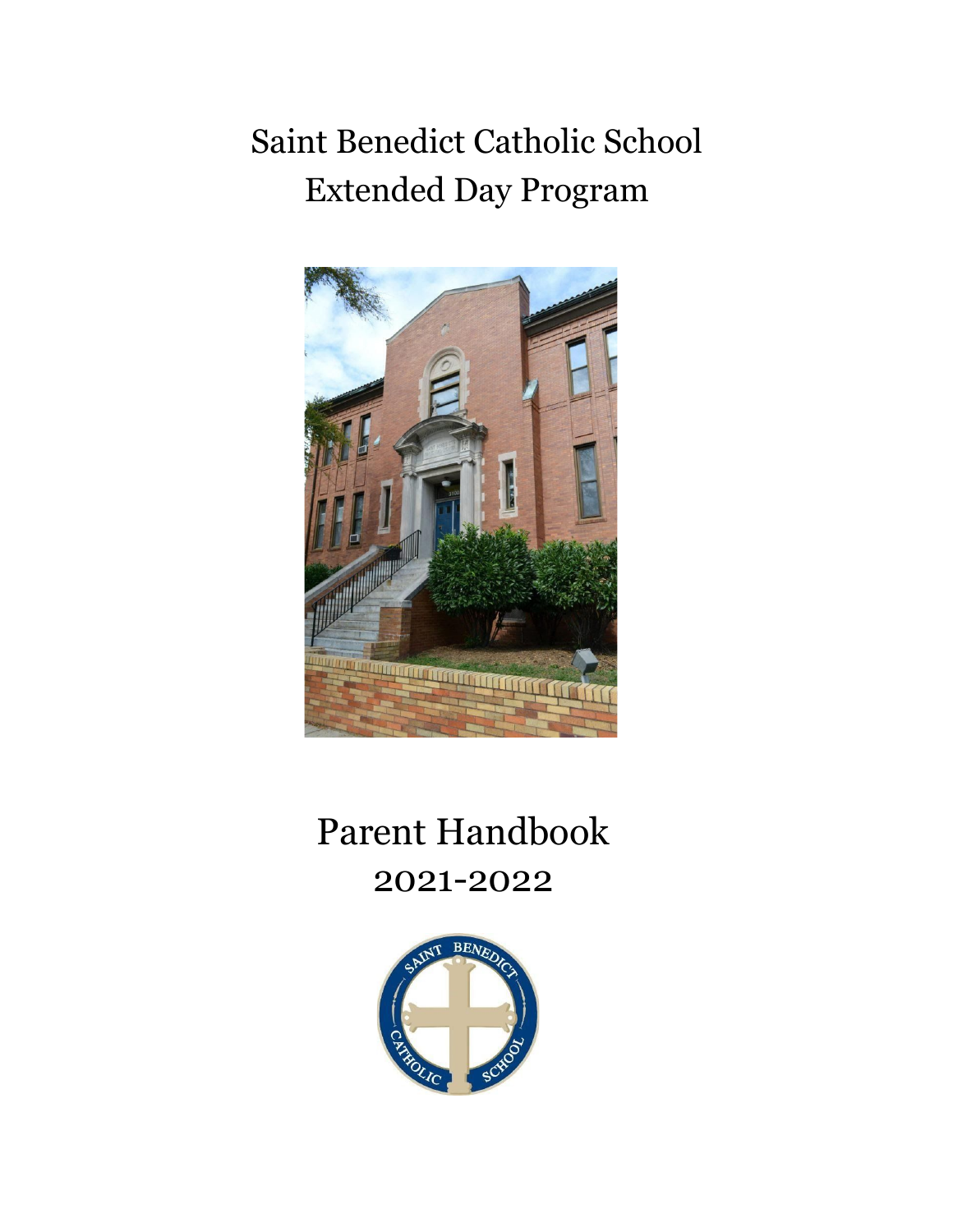# Saint Benedict Catholic School
# Extended Day Program

# Parent Handbook
## 2021-2022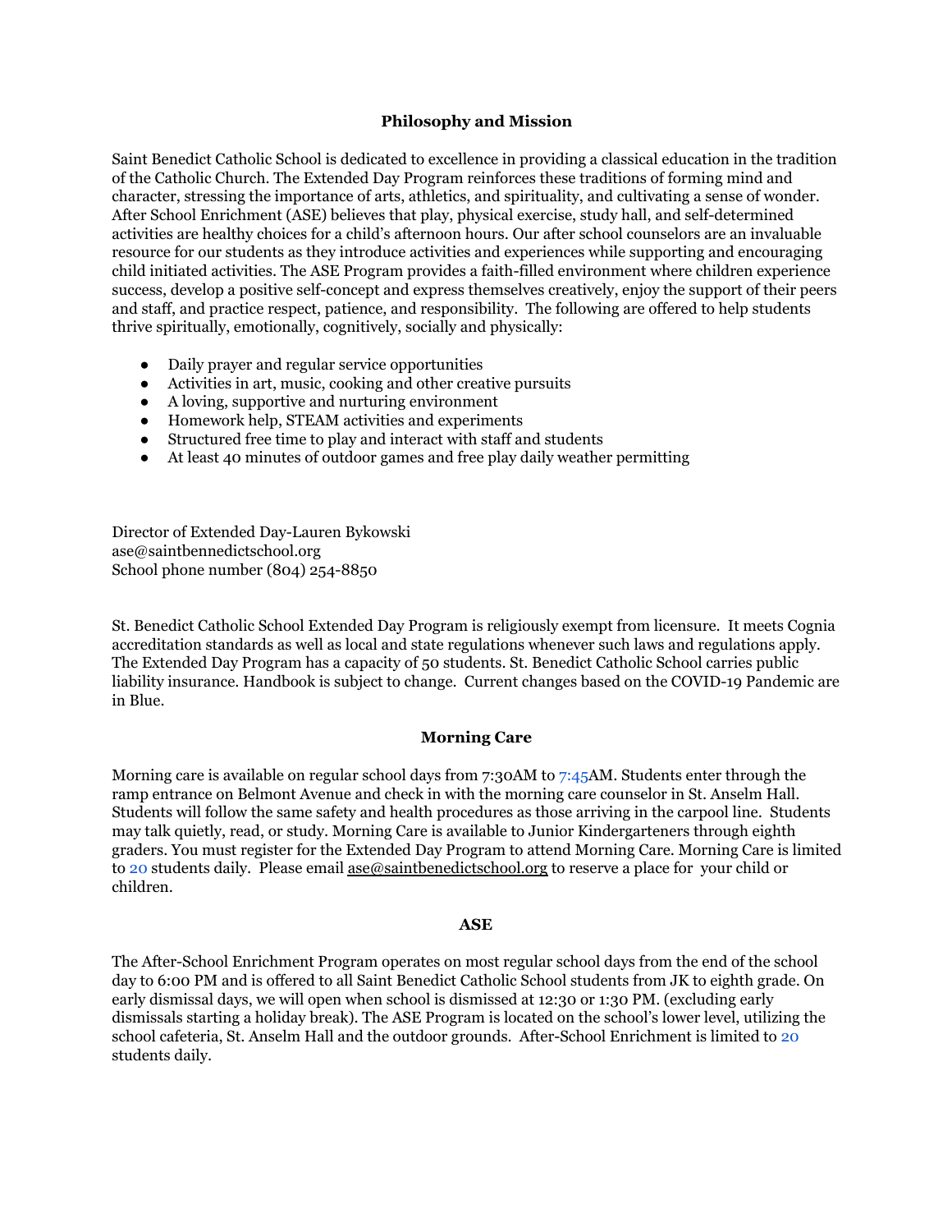## Philosophy and Mission

Saint Benedict Catholic School is dedicated to excellence in providing a classical education in the tradition of the Catholic Church. The Extended Day Program reinforces these traditions of forming mind and character, stressing the importance of arts, athletics, and spirituality, and cultivating a sense of wonder. After School Enrichment (ASE) believes that play, physical exercise, study hall, and self-determined activities are healthy choices for a child's afternoon hours. Our after school counselors are an invaluable resource for our students as they introduce activities and experiences while supporting and encouraging child initiated activities. The ASE Program provides a faith-filled environment where children experience success, develop a positive self-concept and express themselves creatively, enjoy the support of their peers and staff, and practice respect, patience, and responsibility. The following are offered to help students thrive spiritually, emotionally, cognitively, socially and physically:

- Daily prayer and regular service opportunities
- Activities in art, music, cooking and other creative pursuits
- A loving, supportive and nurturing environment
- Homework help, STEAM activities and experiments
- Structured free time to play and interact with staff and students
- At least 40 minutes of outdoor games and free play daily weather permitting

Director of Extended Day-Lauren Bykowski
ase@saintbennedictschool.org
School phone number (804) 254-8850

St. Benedict Catholic School Extended Day Program is religiously exempt from licensure. It meets Cognia accreditation standards as well as local and state regulations whenever such laws and regulations apply. The Extended Day Program has a capacity of 50 students. St. Benedict Catholic School carries public liability insurance. Handbook is subject to change. Current changes based on the COVID-19 Pandemic are in Blue.

## Morning Care

Morning care is available on regular school days from 7:30AM to 7:45AM. Students enter through the ramp entrance on Belmont Avenue and check in with the morning care counselor in St. Anselm Hall. Students will follow the same safety and health procedures as those arriving in the carpool line. Students may talk quietly, read, or study. Morning Care is available to Junior Kindergarteners through eighth graders. You must register for the Extended Day Program to attend Morning Care. Morning Care is limited to 20 students daily. Please email ase@saintbenedictschool.org to reserve a place for your child or children.

## ASE

The After-School Enrichment Program operates on most regular school days from the end of the school day to 6:00 PM and is offered to all Saint Benedict Catholic School students from JK to eighth grade. On early dismissal days, we will open when school is dismissed at 12:30 or 1:30 PM. (excluding early dismissals starting a holiday break). The ASE Program is located on the school's lower level, utilizing the school cafeteria, St. Anselm Hall and the outdoor grounds. After-School Enrichment is limited to 20 students daily.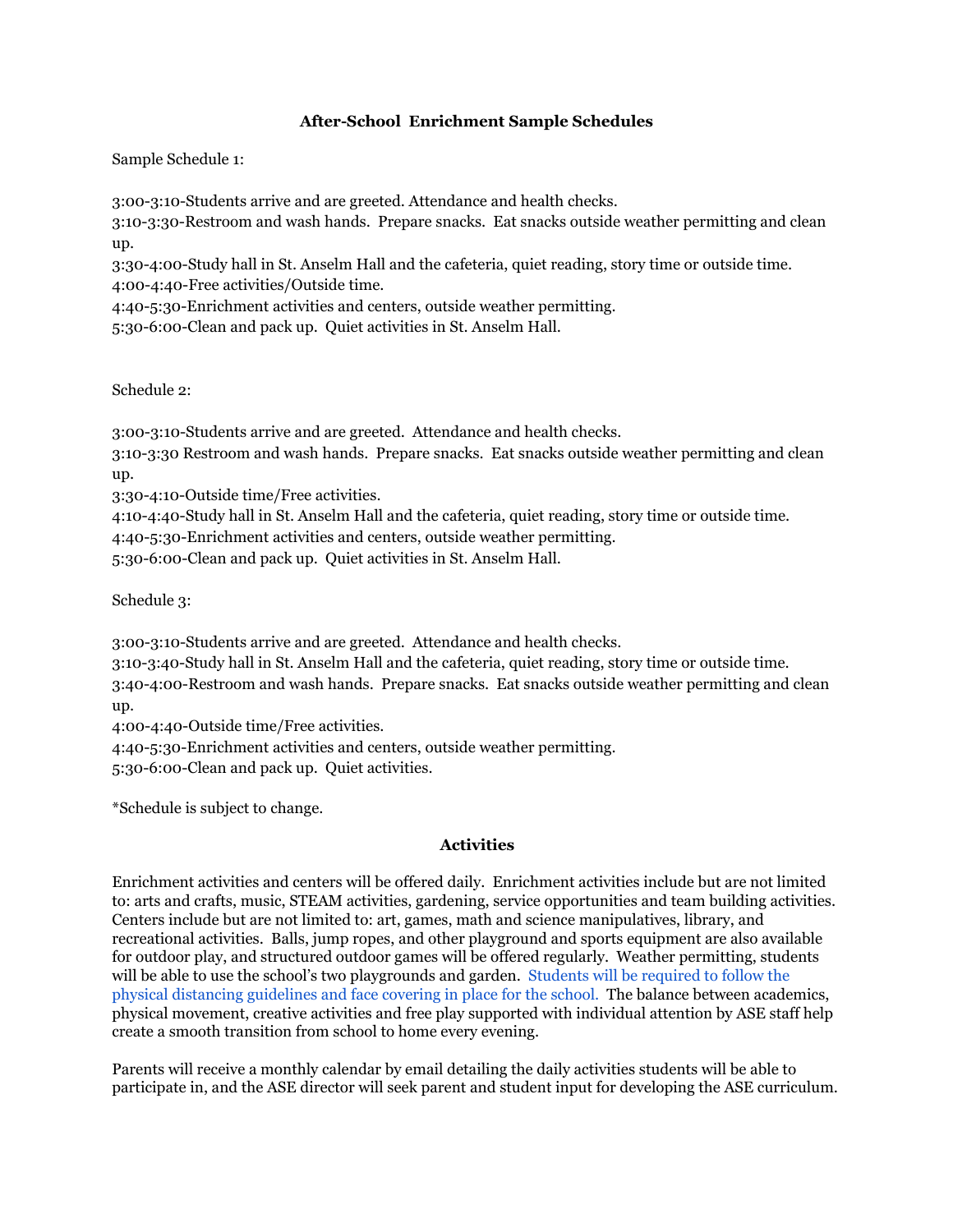## After-School Enrichment Sample Schedules

Sample Schedule 1:

3:00-3:10-Students arrive and are greeted. Attendance and health checks.
3:10-3:30-Restroom and wash hands. Prepare snacks. Eat snacks outside weather permitting and clean up.
3:30-4:00-Study hall in St. Anselm Hall and the cafeteria, quiet reading, story time or outside time.
4:00-4:40-Free activities/Outside time.
4:40-5:30-Enrichment activities and centers, outside weather permitting.
5:30-6:00-Clean and pack up. Quiet activities in St. Anselm Hall.

Schedule 2:

3:00-3:10-Students arrive and are greeted. Attendance and health checks.
3:10-3:30 Restroom and wash hands. Prepare snacks. Eat snacks outside weather permitting and clean up.
3:30-4:10-Outside time/Free activities.
4:10-4:40-Study hall in St. Anselm Hall and the cafeteria, quiet reading, story time or outside time.
4:40-5:30-Enrichment activities and centers, outside weather permitting.
5:30-6:00-Clean and pack up. Quiet activities in St. Anselm Hall.

Schedule 3:

3:00-3:10-Students arrive and are greeted. Attendance and health checks.
3:10-3:40-Study hall in St. Anselm Hall and the cafeteria, quiet reading, story time or outside time.
3:40-4:00-Restroom and wash hands. Prepare snacks. Eat snacks outside weather permitting and clean up.
4:00-4:40-Outside time/Free activities.
4:40-5:30-Enrichment activities and centers, outside weather permitting.
5:30-6:00-Clean and pack up. Quiet activities.

*Schedule is subject to change.

## Activities

Enrichment activities and centers will be offered daily. Enrichment activities include but are not limited to: arts and crafts, music, STEAM activities, gardening, service opportunities and team building activities. Centers include but are not limited to: art, games, math and science manipulatives, library, and recreational activities. Balls, jump ropes, and other playground and sports equipment are also available for outdoor play, and structured outdoor games will be offered regularly. Weather permitting, students will be able to use the school's two playgrounds and garden. Students will be required to follow the physical distancing guidelines and face covering in place for the school. The balance between academics, physical movement, creative activities and free play supported with individual attention by ASE staff help create a smooth transition from school to home every evening.

Parents will receive a monthly calendar by email detailing the daily activities students will be able to participate in, and the ASE director will seek parent and student input for developing the ASE curriculum.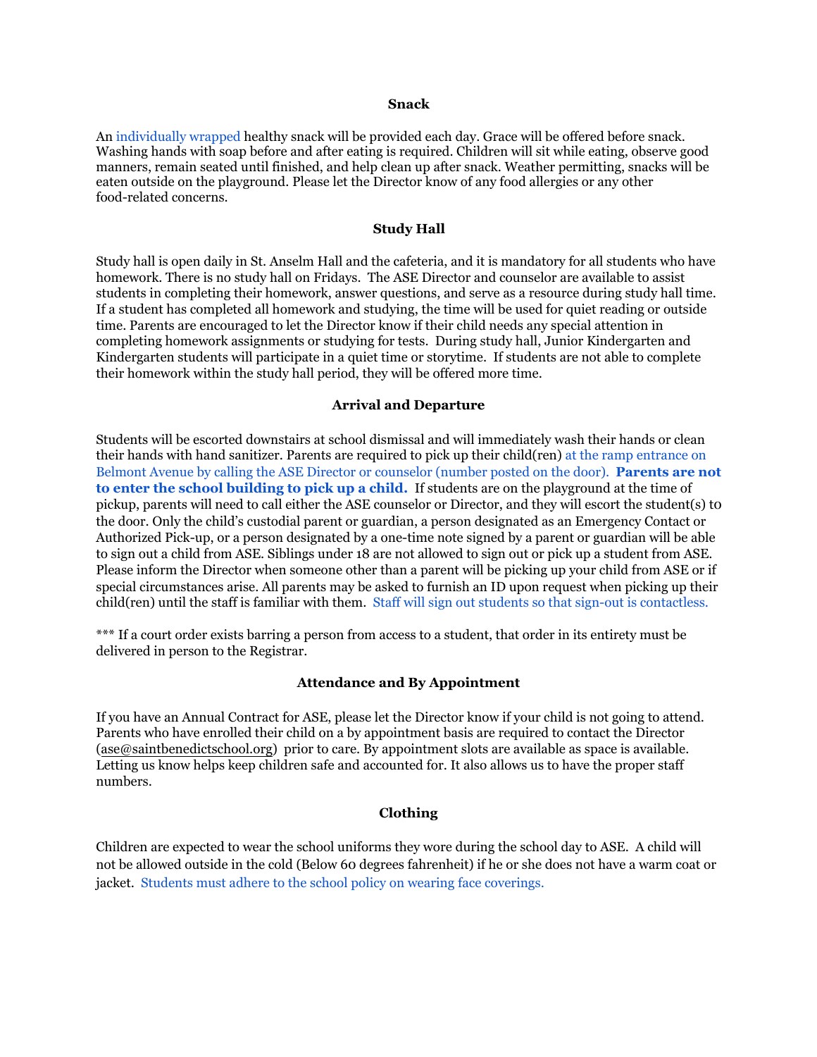### Snack

An individually wrapped healthy snack will be provided each day. Grace will be offered before snack. Washing hands with soap before and after eating is required. Children will sit while eating, observe good manners, remain seated until finished, and help clean up after snack. Weather permitting, snacks will be eaten outside on the playground. Please let the Director know of any food allergies or any other food-related concerns.

### Study Hall

Study hall is open daily in St. Anselm Hall and the cafeteria, and it is mandatory for all students who have homework. There is no study hall on Fridays. The ASE Director and counselor are available to assist students in completing their homework, answer questions, and serve as a resource during study hall time. If a student has completed all homework and studying, the time will be used for quiet reading or outside time. Parents are encouraged to let the Director know if their child needs any special attention in completing homework assignments or studying for tests. During study hall, Junior Kindergarten and Kindergarten students will participate in a quiet time or storytime. If students are not able to complete their homework within the study hall period, they will be offered more time.

### Arrival and Departure

Students will be escorted downstairs at school dismissal and will immediately wash their hands or clean their hands with hand sanitizer. Parents are required to pick up their child(ren) at the ramp entrance on Belmont Avenue by calling the ASE Director or counselor (number posted on the door). **Parents are not to enter the school building to pick up a child.** If students are on the playground at the time of pickup, parents will need to call either the ASE counselor or Director, and they will escort the student(s) to the door. Only the child's custodial parent or guardian, a person designated as an Emergency Contact or Authorized Pick-up, or a person designated by a one-time note signed by a parent or guardian will be able to sign out a child from ASE. Siblings under 18 are not allowed to sign out or pick up a student from ASE. Please inform the Director when someone other than a parent will be picking up your child from ASE or if special circumstances arise. All parents may be asked to furnish an ID upon request when picking up their child(ren) until the staff is familiar with them. Staff will sign out students so that sign-out is contactless.

*** If a court order exists barring a person from access to a student, that order in its entirety must be delivered in person to the Registrar.

### Attendance and By Appointment

If you have an Annual Contract for ASE, please let the Director know if your child is not going to attend. Parents who have enrolled their child on a by appointment basis are required to contact the Director (ase@saintbenedictschool.org) prior to care. By appointment slots are available as space is available. Letting us know helps keep children safe and accounted for. It also allows us to have the proper staff numbers.

### Clothing

Children are expected to wear the school uniforms they wore during the school day to ASE. A child will not be allowed outside in the cold (Below 60 degrees fahrenheit) if he or she does not have a warm coat or jacket. Students must adhere to the school policy on wearing face coverings.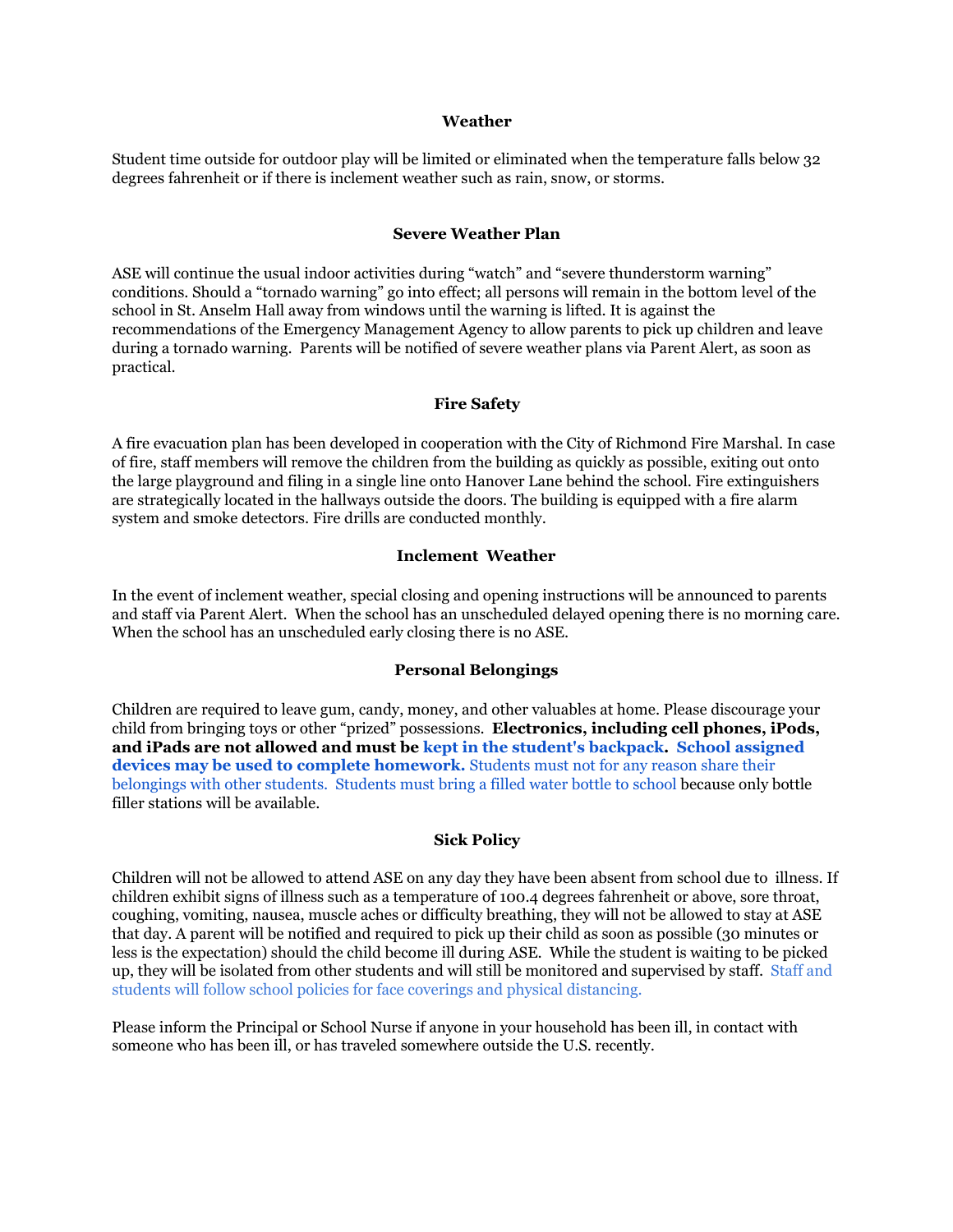### Weather

Student time outside for outdoor play will be limited or eliminated when the temperature falls below 32 degrees fahrenheit or if there is inclement weather such as rain, snow, or storms.

### Severe Weather Plan

ASE will continue the usual indoor activities during "watch" and "severe thunderstorm warning" conditions. Should a "tornado warning" go into effect; all persons will remain in the bottom level of the school in St. Anselm Hall away from windows until the warning is lifted. It is against the recommendations of the Emergency Management Agency to allow parents to pick up children and leave during a tornado warning. Parents will be notified of severe weather plans via Parent Alert, as soon as practical.

### Fire Safety

A fire evacuation plan has been developed in cooperation with the City of Richmond Fire Marshal. In case of fire, staff members will remove the children from the building as quickly as possible, exiting out onto the large playground and filing in a single line onto Hanover Lane behind the school. Fire extinguishers are strategically located in the hallways outside the doors. The building is equipped with a fire alarm system and smoke detectors. Fire drills are conducted monthly.

### Inclement Weather

In the event of inclement weather, special closing and opening instructions will be announced to parents and staff via Parent Alert. When the school has an unscheduled delayed opening there is no morning care. When the school has an unscheduled early closing there is no ASE.

### Personal Belongings

Children are required to leave gum, candy, money, and other valuables at home. Please discourage your child from bringing toys or other "prized" possessions. **Electronics, including cell phones, iPods, and iPads are not allowed and must be kept in the student's backpack. School assigned devices may be used to complete homework.** Students must not for any reason share their belongings with other students. Students must bring a filled water bottle to school because only bottle filler stations will be available.

### Sick Policy

Children will not be allowed to attend ASE on any day they have been absent from school due to illness. If children exhibit signs of illness such as a temperature of 100.4 degrees fahrenheit or above, sore throat, coughing, vomiting, nausea, muscle aches or difficulty breathing, they will not be allowed to stay at ASE that day. A parent will be notified and required to pick up their child as soon as possible (30 minutes or less is the expectation) should the child become ill during ASE. While the student is waiting to be picked up, they will be isolated from other students and will still be monitored and supervised by staff. Staff and students will follow school policies for face coverings and physical distancing.

Please inform the Principal or School Nurse if anyone in your household has been ill, in contact with someone who has been ill, or has traveled somewhere outside the U.S. recently.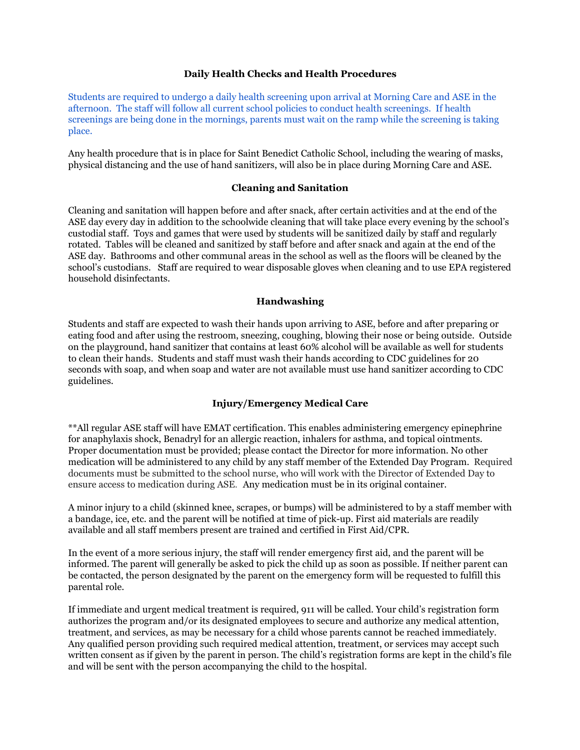## Daily Health Checks and Health Procedures

Students are required to undergo a daily health screening upon arrival at Morning Care and ASE in the afternoon. The staff will follow all current school policies to conduct health screenings. If health screenings are being done in the mornings, parents must wait on the ramp while the screening is taking place.

Any health procedure that is in place for Saint Benedict Catholic School, including the wearing of masks, physical distancing and the use of hand sanitizers, will also be in place during Morning Care and ASE.

## Cleaning and Sanitation

Cleaning and sanitation will happen before and after snack, after certain activities and at the end of the ASE day every day in addition to the schoolwide cleaning that will take place every evening by the school's custodial staff. Toys and games that were used by students will be sanitized daily by staff and regularly rotated. Tables will be cleaned and sanitized by staff before and after snack and again at the end of the ASE day. Bathrooms and other communal areas in the school as well as the floors will be cleaned by the school's custodians. Staff are required to wear disposable gloves when cleaning and to use EPA registered household disinfectants.

## Handwashing

Students and staff are expected to wash their hands upon arriving to ASE, before and after preparing or eating food and after using the restroom, sneezing, coughing, blowing their nose or being outside. Outside on the playground, hand sanitizer that contains at least 60% alcohol will be available as well for students to clean their hands. Students and staff must wash their hands according to CDC guidelines for 20 seconds with soap, and when soap and water are not available must use hand sanitizer according to CDC guidelines.

## Injury/Emergency Medical Care

**All regular ASE staff will have EMAT certification. This enables administering emergency epinephrine for anaphylaxis shock, Benadryl for an allergic reaction, inhalers for asthma, and topical ointments. Proper documentation must be provided; please contact the Director for more information. No other medication will be administered to any child by any staff member of the Extended Day Program. Required documents must be submitted to the school nurse, who will work with the Director of Extended Day to ensure access to medication during ASE. Any medication must be in its original container.

A minor injury to a child (skinned knee, scrapes, or bumps) will be administered to by a staff member with a bandage, ice, etc. and the parent will be notified at time of pick-up. First aid materials are readily available and all staff members present are trained and certified in First Aid/CPR.

In the event of a more serious injury, the staff will render emergency first aid, and the parent will be informed. The parent will generally be asked to pick the child up as soon as possible. If neither parent can be contacted, the person designated by the parent on the emergency form will be requested to fulfill this parental role.

If immediate and urgent medical treatment is required, 911 will be called. Your child's registration form authorizes the program and/or its designated employees to secure and authorize any medical attention, treatment, and services, as may be necessary for a child whose parents cannot be reached immediately. Any qualified person providing such required medical attention, treatment, or services may accept such written consent as if given by the parent in person. The child's registration forms are kept in the child's file and will be sent with the person accompanying the child to the hospital.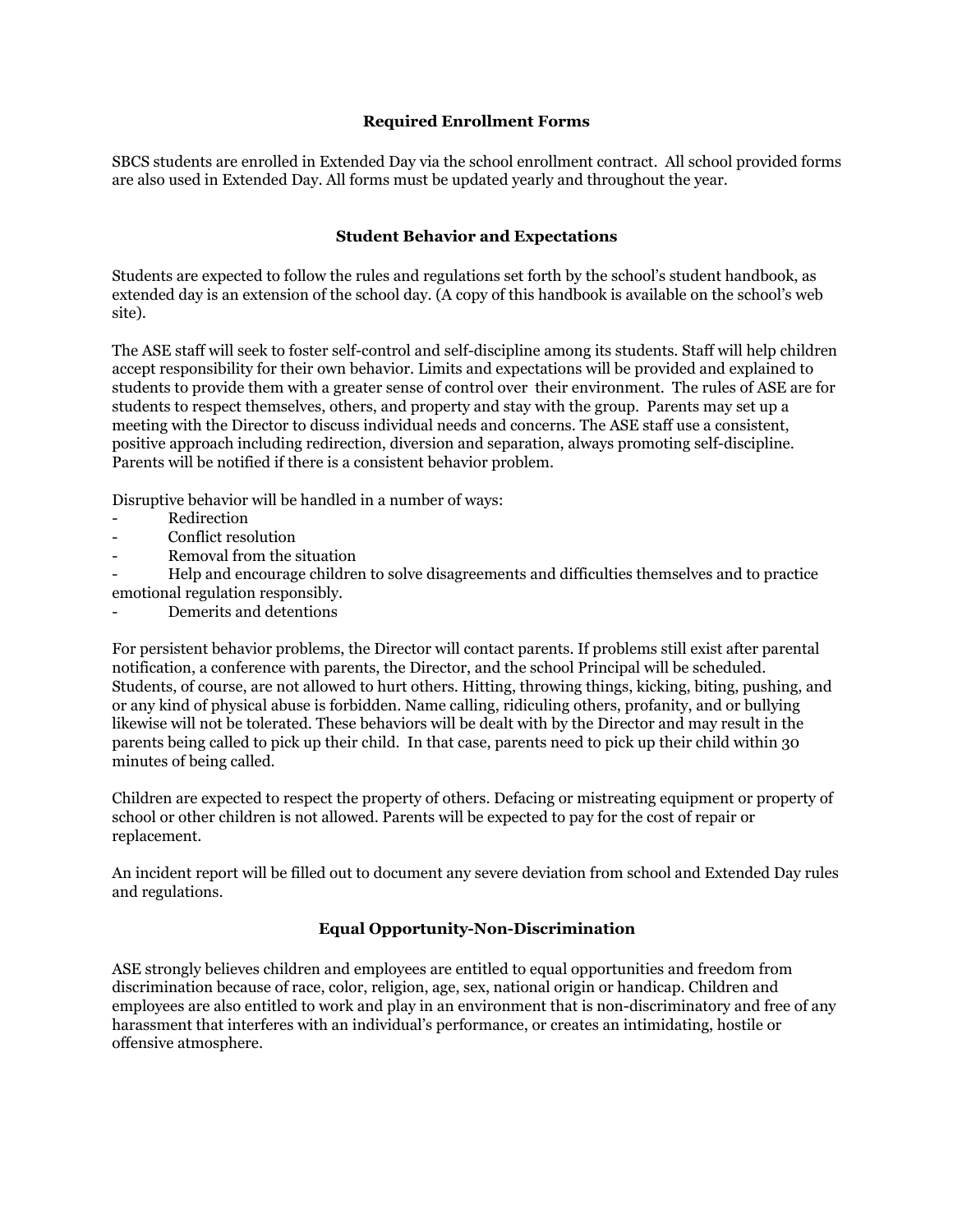## Required Enrollment Forms

SBCS students are enrolled in Extended Day via the school enrollment contract. All school provided forms are also used in Extended Day. All forms must be updated yearly and throughout the year.

## Student Behavior and Expectations

Students are expected to follow the rules and regulations set forth by the school's student handbook, as extended day is an extension of the school day. (A copy of this handbook is available on the school's web site).

The ASE staff will seek to foster self-control and self-discipline among its students. Staff will help children accept responsibility for their own behavior. Limits and expectations will be provided and explained to students to provide them with a greater sense of control over their environment. The rules of ASE are for students to respect themselves, others, and property and stay with the group. Parents may set up a meeting with the Director to discuss individual needs and concerns. The ASE staff use a consistent, positive approach including redirection, diversion and separation, always promoting self-discipline. Parents will be notified if there is a consistent behavior problem.

Disruptive behavior will be handled in a number of ways:

- Redirection
- Conflict resolution
- Removal from the situation
- Help and encourage children to solve disagreements and difficulties themselves and to practice emotional regulation responsibly.
- Demerits and detentions

For persistent behavior problems, the Director will contact parents. If problems still exist after parental notification, a conference with parents, the Director, and the school Principal will be scheduled. Students, of course, are not allowed to hurt others. Hitting, throwing things, kicking, biting, pushing, and or any kind of physical abuse is forbidden. Name calling, ridiculing others, profanity, and or bullying likewise will not be tolerated. These behaviors will be dealt with by the Director and may result in the parents being called to pick up their child. In that case, parents need to pick up their child within 30 minutes of being called.

Children are expected to respect the property of others. Defacing or mistreating equipment or property of school or other children is not allowed. Parents will be expected to pay for the cost of repair or replacement.

An incident report will be filled out to document any severe deviation from school and Extended Day rules and regulations.

## Equal Opportunity-Non-Discrimination

ASE strongly believes children and employees are entitled to equal opportunities and freedom from discrimination because of race, color, religion, age, sex, national origin or handicap. Children and employees are also entitled to work and play in an environment that is non-discriminatory and free of any harassment that interferes with an individual's performance, or creates an intimidating, hostile or offensive atmosphere.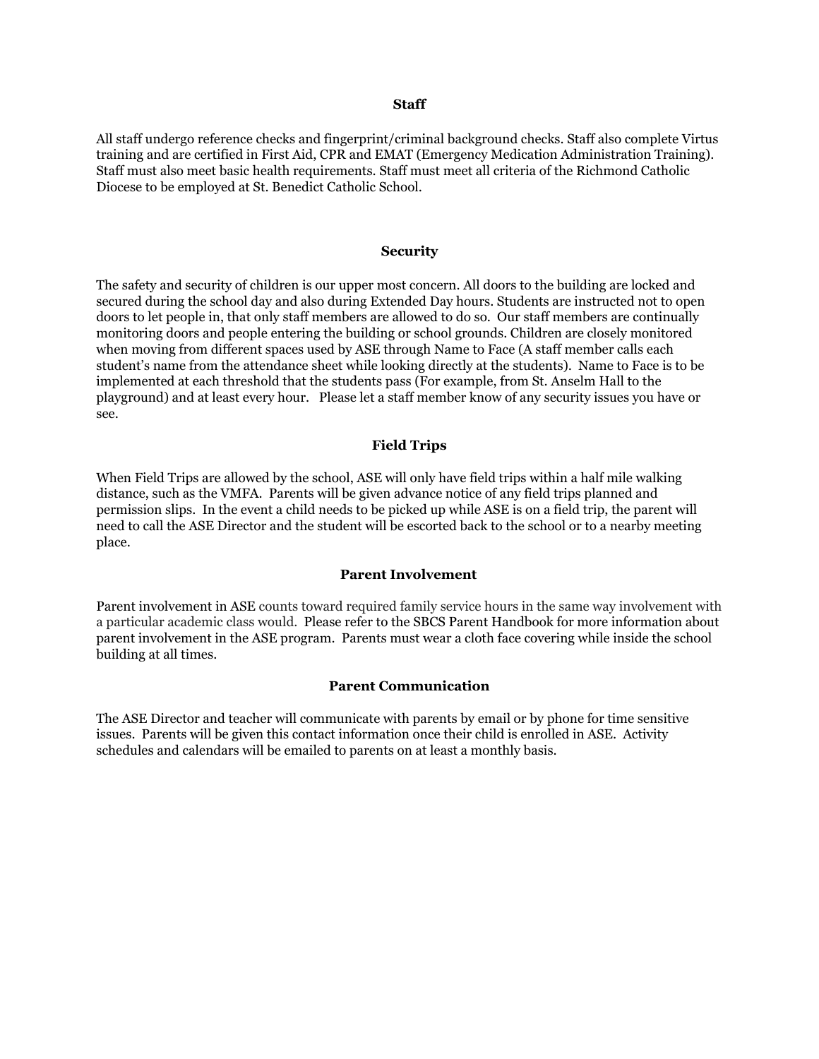## Staff

All staff undergo reference checks and fingerprint/criminal background checks. Staff also complete Virtus training and are certified in First Aid, CPR and EMAT (Emergency Medication Administration Training). Staff must also meet basic health requirements. Staff must meet all criteria of the Richmond Catholic Diocese to be employed at St. Benedict Catholic School.

## Security

The safety and security of children is our upper most concern. All doors to the building are locked and secured during the school day and also during Extended Day hours. Students are instructed not to open doors to let people in, that only staff members are allowed to do so. Our staff members are continually monitoring doors and people entering the building or school grounds. Children are closely monitored when moving from different spaces used by ASE through Name to Face (A staff member calls each student's name from the attendance sheet while looking directly at the students). Name to Face is to be implemented at each threshold that the students pass (For example, from St. Anselm Hall to the playground) and at least every hour. Please let a staff member know of any security issues you have or see.

## Field Trips

When Field Trips are allowed by the school, ASE will only have field trips within a half mile walking distance, such as the VMFA. Parents will be given advance notice of any field trips planned and permission slips. In the event a child needs to be picked up while ASE is on a field trip, the parent will need to call the ASE Director and the student will be escorted back to the school or to a nearby meeting place.

## Parent Involvement

Parent involvement in ASE counts toward required family service hours in the same way involvement with a particular academic class would. Please refer to the SBCS Parent Handbook for more information about parent involvement in the ASE program. Parents must wear a cloth face covering while inside the school building at all times.

## Parent Communication

The ASE Director and teacher will communicate with parents by email or by phone for time sensitive issues. Parents will be given this contact information once their child is enrolled in ASE. Activity schedules and calendars will be emailed to parents on at least a monthly basis.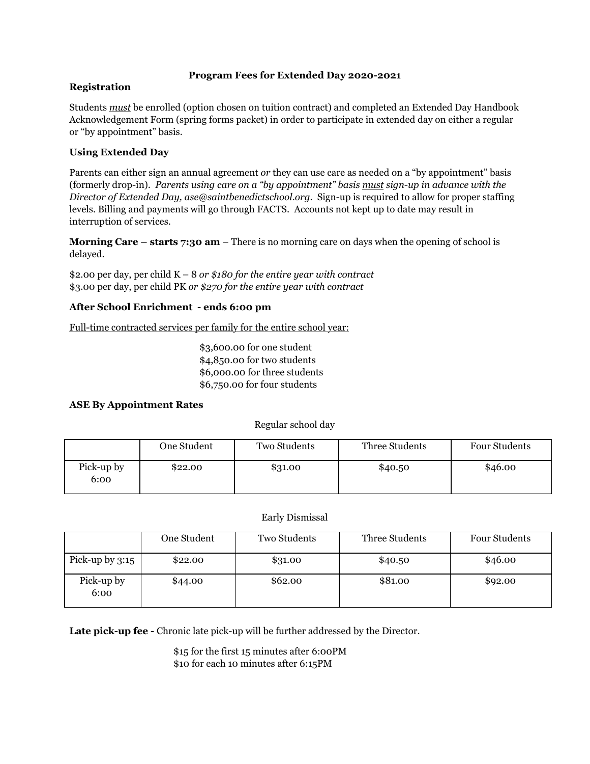**Program Fees for Extended Day 2020-2021**

**Registration**

Students *must* be enrolled (option chosen on tuition contract) and completed an Extended Day Handbook Acknowledgement Form (spring forms packet) in order to participate in extended day on either a regular or "by appointment" basis.

**Using Extended Day**

Parents can either sign an annual agreement *or* they can use care as needed on a "by appointment" basis (formerly drop-in). *Parents using care on a "by appointment" basis must sign-up in advance with the Director of Extended Day, ase@saintbenedictschool.org*. Sign-up is required to allow for proper staffing levels. Billing and payments will go through FACTS. Accounts not kept up to date may result in interruption of services.

**Morning Care – starts 7:30 am** – There is no morning care on days when the opening of school is delayed.

$2.00 per day, per child K – 8 *or $180 for the entire year with contract*
$3.00 per day, per child PK *or $270 for the entire year with contract*

**After School Enrichment - ends 6:00 pm**

Full-time contracted services per family for the entire school year:

$3,600.00 for one student
$4,850.00 for two students
$6,000.00 for three students
$6,750.00 for four students

**ASE By Appointment Rates**

Regular school day

| | One Student | Two Students | Three Students | Four Students |
|---|---|---|---|---|
| Pick-up by 6:00 | $22.00 | $31.00 | $40.50 | $46.00 |

Early Dismissal

| | One Student | Two Students | Three Students | Four Students |
|---|---|---|---|---|
| Pick-up by 3:15 | $22.00 | $31.00 | $40.50 | $46.00 |
| Pick-up by 6:00 | $44.00 | $62.00 | $81.00 | $92.00 |

**Late pick-up fee -** Chronic late pick-up will be further addressed by the Director.

$15 for the first 15 minutes after 6:00PM
$10 for each 10 minutes after 6:15PM